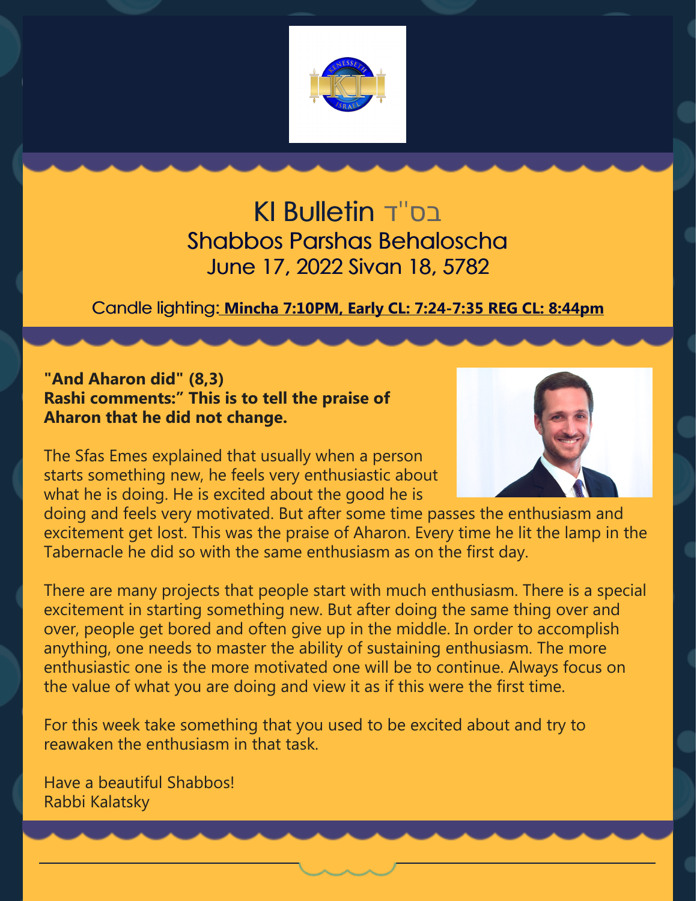# KI Bulletin בס"ד

## Shabbos Parshas Behaloscha

### June 17, 2022 Sivan 18, 5782

Candle lighting: **Mincha 7:10PM, Early CL: 7:24-7:35 REG CL: 8:44pm**

**"And Aharon did" (8,3)**
**Rashi comments:" This is to tell the praise of Aharon that he did not change.**

The Sfas Emes explained that usually when a person starts something new, he feels very enthusiastic about what he is doing. He is excited about the good he is doing and feels very motivated. But after some time passes the enthusiasm and excitement get lost. This was the praise of Aharon. Every time he lit the lamp in the Tabernacle he did so with the same enthusiasm as on the first day.

There are many projects that people start with much enthusiasm. There is a special excitement in starting something new. But after doing the same thing over and over, people get bored and often give up in the middle. In order to accomplish anything, one needs to master the ability of sustaining enthusiasm. The more enthusiastic one is the more motivated one will be to continue. Always focus on the value of what you are doing and view it as if this were the first time.

For this week take something that you used to be excited about and try to reawaken the enthusiasm in that task.

Have a beautiful Shabbos!
Rabbi Kalatsky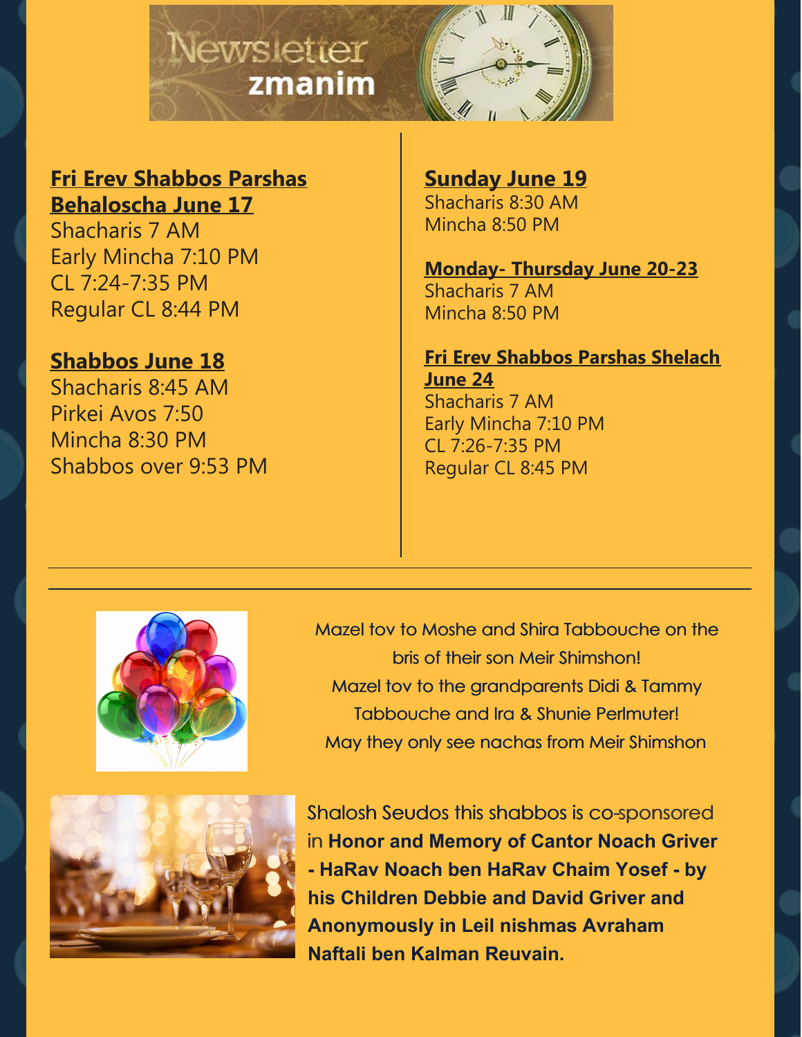# Newsletter zmanim

**Fri Erev Shabbos Parshas Behaloscha June 17**

Shacharis 7 AM
Early Mincha 7:10 PM
CL 7:24-7:35 PM
Regular CL 8:44 PM

**Shabbos June 18**

Shacharis 8:45 AM
Pirkei Avos 7:50
Mincha 8:30 PM
Shabbos over 9:53 PM

**Sunday June 19**

Shacharis 8:30 AM
Mincha 8:50 PM

**Monday- Thursday June 20-23**

Shacharis 7 AM
Mincha 8:50 PM

**Fri Erev Shabbos Parshas Shelach June 24**

Shacharis 7 AM
Early Mincha 7:10 PM
CL 7:26-7:35 PM
Regular CL 8:45 PM

---

Mazel tov to Moshe and Shira Tabbouche on the bris of their son Meir Shimshon!
Mazel tov to the grandparents Didi & Tammy Tabbouche and Ira & Shunie Perlmuter!
May they only see nachas from Meir Shimshon

Shalosh Seudos this shabbos is co-sponsored in **Honor and Memory of Cantor Noach Griver - HaRav Noach ben HaRav Chaim Yosef - by his Children Debbie and David Griver and Anonymously in Leil nishmas Avraham Naftali ben Kalman Reuvain.**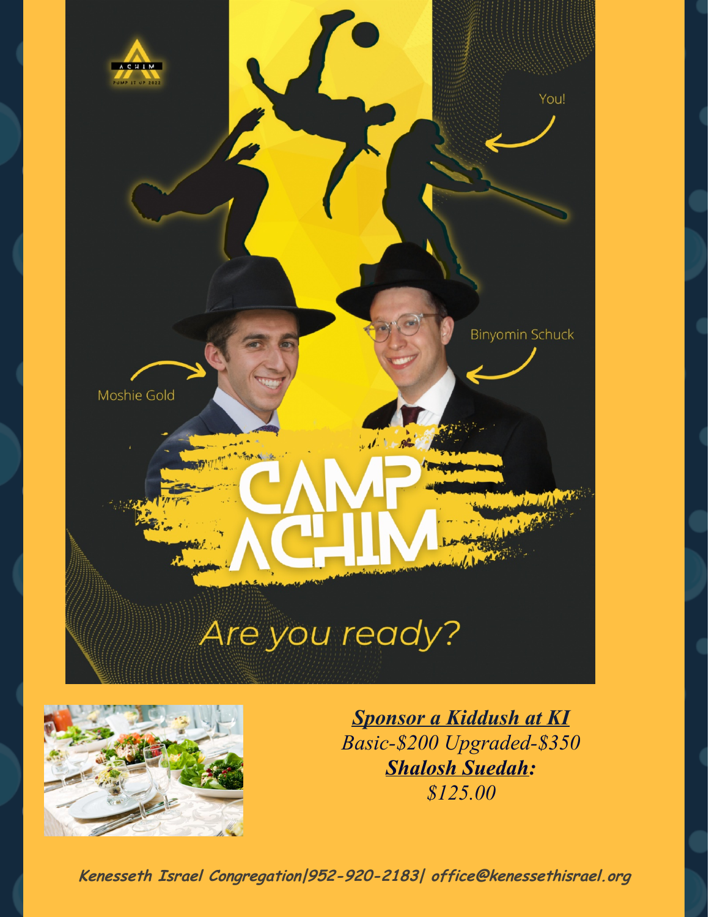You!

Binyomin Schuck

Moshie Gold

# CAMP ACHIM

*Are you ready?*

***[Sponsor a Kiddush at KI](#)***

*Basic-$200 Upgraded-$350*

***Shalosh Suedah:***

*$125.00*

***Kenesseth Israel Congregation|952-920-2183| office@kenessethisrael.org***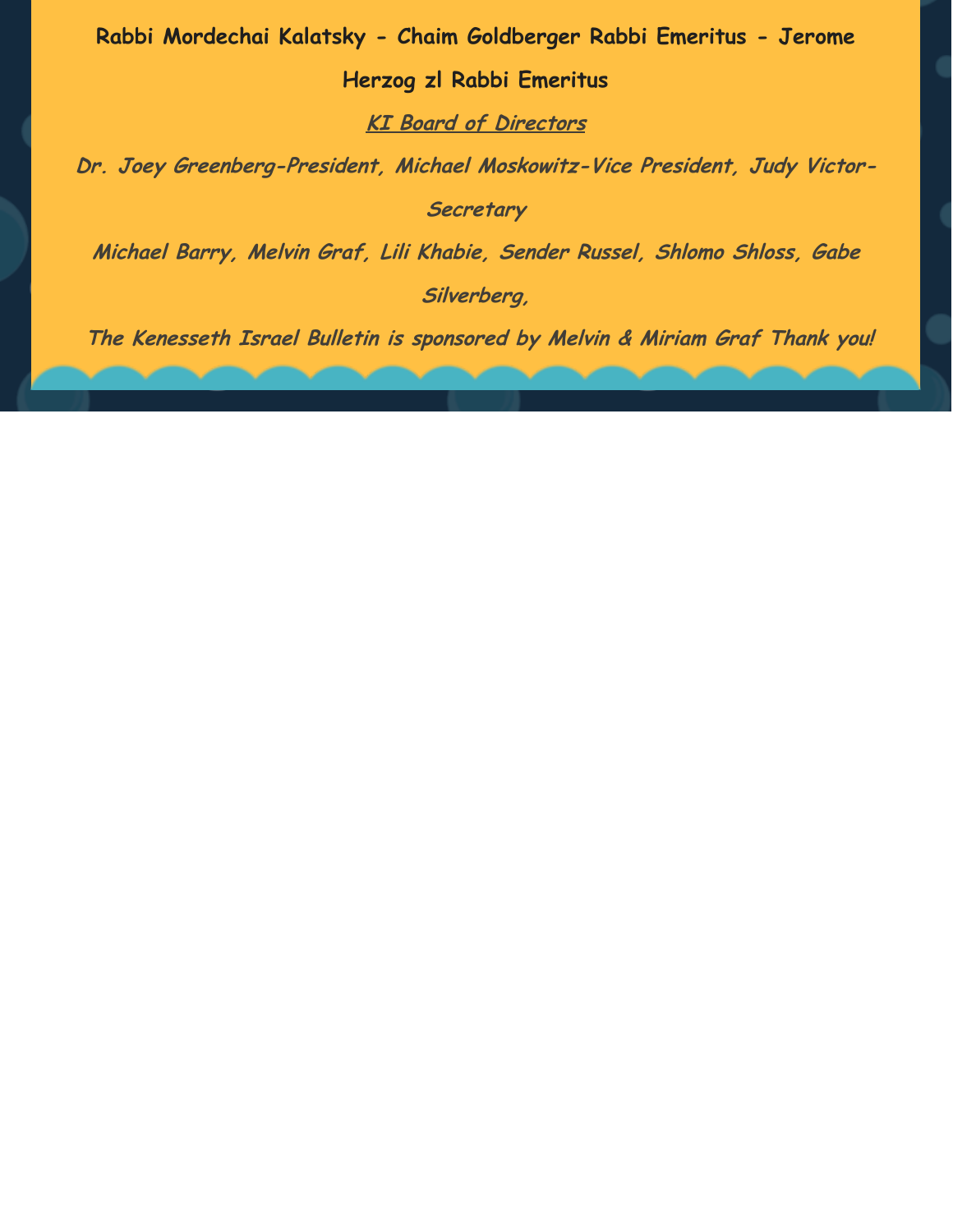**Rabbi Mordechai Kalatsky - Chaim Goldberger Rabbi Emeritus - Jerome Herzog zl Rabbi Emeritus**

***KI Board of Directors***

***Dr. Joey Greenberg-President, Michael Moskowitz-Vice President, Judy Victor-Secretary***

***Michael Barry, Melvin Graf, Lili Khabie, Sender Russel, Shlomo Shloss, Gabe Silverberg,***

***The Kenesseth Israel Bulletin is sponsored by Melvin & Miriam Graf Thank you!***